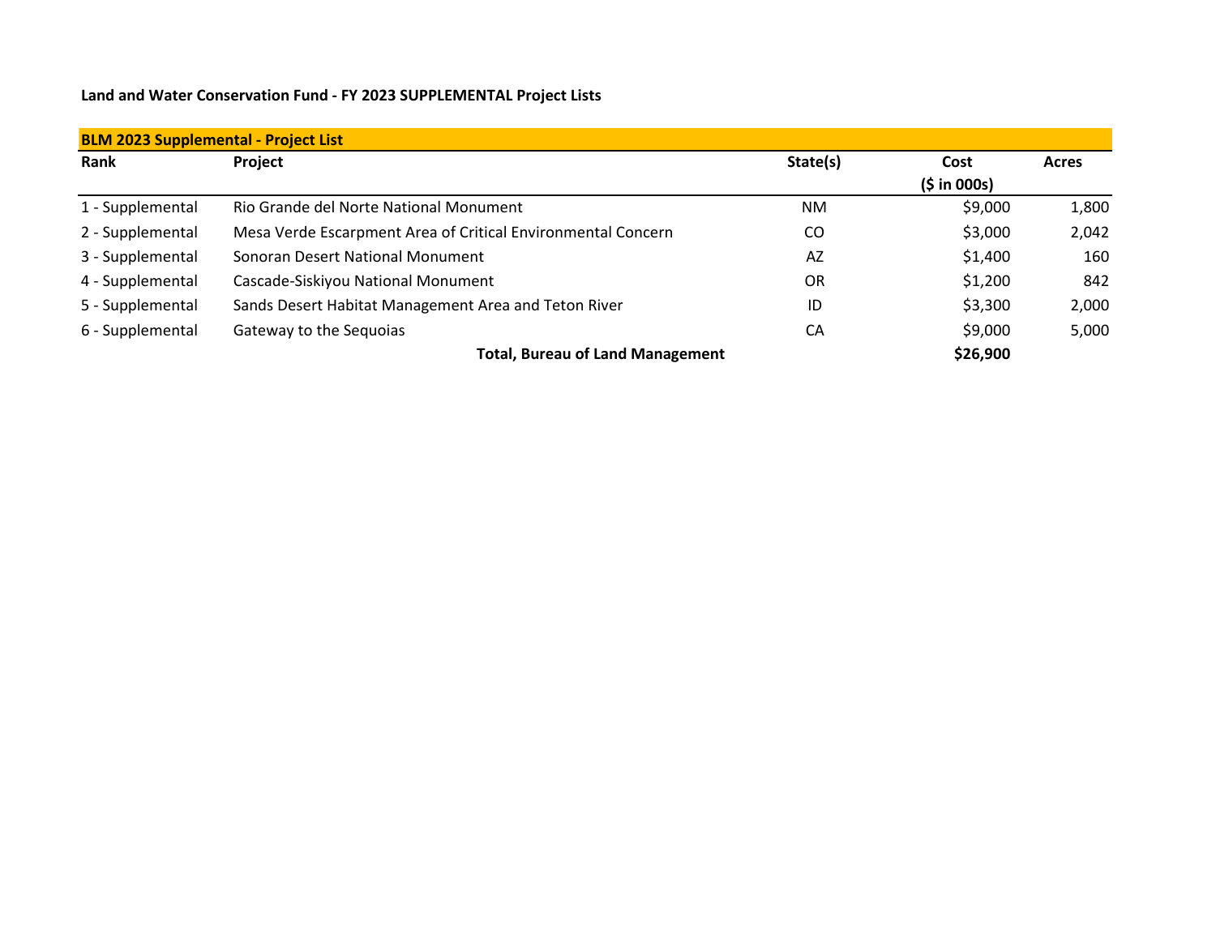**Land and Water Conservation Fund - FY 2023 SUPPLEMENTAL Project Lists**

**BLM 2023 Supplemental - Project List**

| Rank | Project | State(s) | Cost ($ in 000s) | Acres |
|---|---|---|---|---|
| 1 - Supplemental | Rio Grande del Norte National Monument | NM | $9,000 | 1,800 |
| 2 - Supplemental | Mesa Verde Escarpment Area of Critical Environmental Concern | CO | $3,000 | 2,042 |
| 3 - Supplemental | Sonoran Desert National Monument | AZ | $1,400 | 160 |
| 4 - Supplemental | Cascade-Siskiyou National Monument | OR | $1,200 | 842 |
| 5 - Supplemental | Sands Desert Habitat Management Area and Teton River | ID | $3,300 | 2,000 |
| 6 - Supplemental | Gateway to the Sequoias | CA | $9,000 | 5,000 |
| | **Total, Bureau of Land Management** | | **$26,900** | |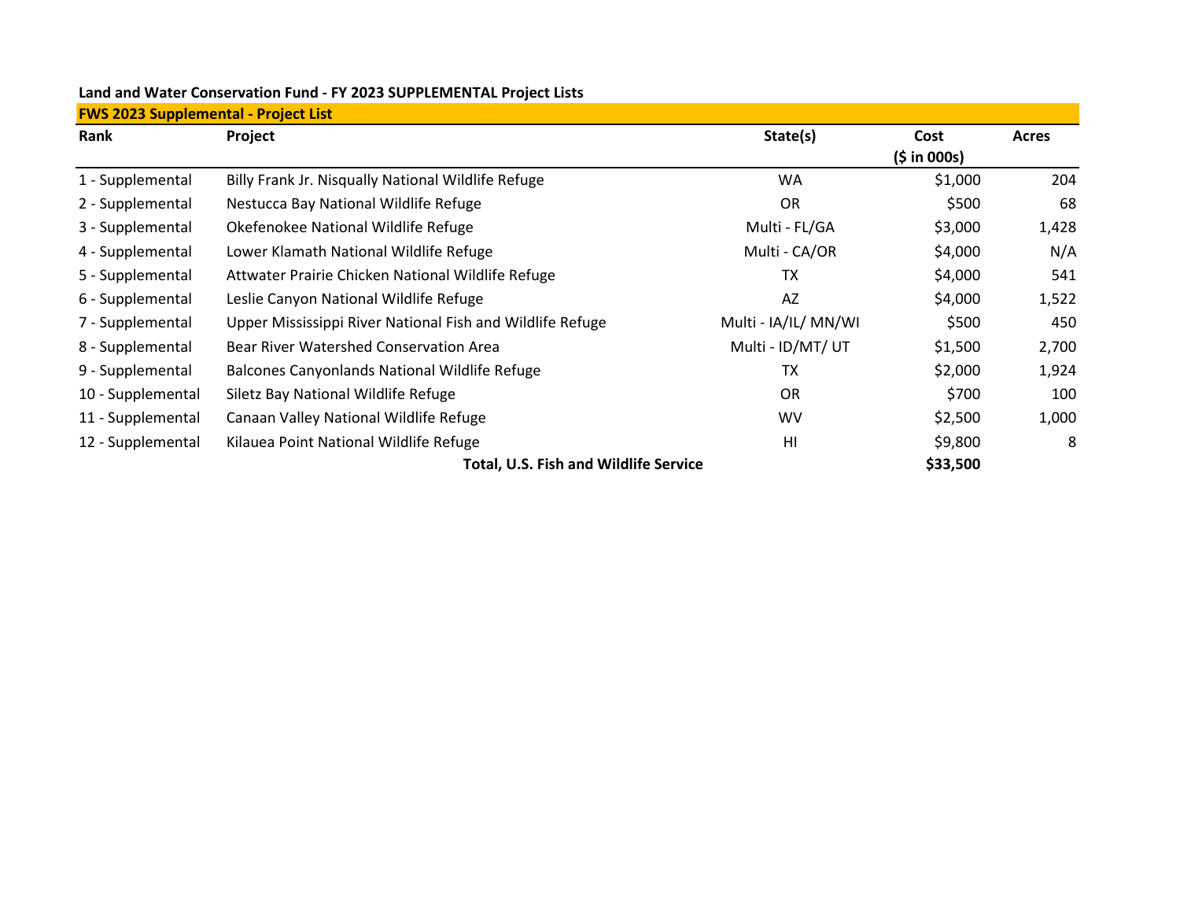**Land and Water Conservation Fund - FY 2023 SUPPLEMENTAL Project Lists**

**FWS 2023 Supplemental - Project List**

| Rank | Project | State(s) | Cost ($ in 000s) | Acres |
|---|---|---|---|---|
| 1 - Supplemental | Billy Frank Jr. Nisqually National Wildlife Refuge | WA | $1,000 | 204 |
| 2 - Supplemental | Nestucca Bay National Wildlife Refuge | OR | $500 | 68 |
| 3 - Supplemental | Okefenokee National Wildlife Refuge | Multi - FL/GA | $3,000 | 1,428 |
| 4 - Supplemental | Lower Klamath National Wildlife Refuge | Multi - CA/OR | $4,000 | N/A |
| 5 - Supplemental | Attwater Prairie Chicken National Wildlife Refuge | TX | $4,000 | 541 |
| 6 - Supplemental | Leslie Canyon National Wildlife Refuge | AZ | $4,000 | 1,522 |
| 7 - Supplemental | Upper Mississippi River National Fish and Wildlife Refuge | Multi - IA/IL/ MN/WI | $500 | 450 |
| 8 - Supplemental | Bear River Watershed Conservation Area | Multi - ID/MT/ UT | $1,500 | 2,700 |
| 9 - Supplemental | Balcones Canyonlands National Wildlife Refuge | TX | $2,000 | 1,924 |
| 10 - Supplemental | Siletz Bay National Wildlife Refuge | OR | $700 | 100 |
| 11 - Supplemental | Canaan Valley National Wildlife Refuge | WV | $2,500 | 1,000 |
| 12 - Supplemental | Kilauea Point National Wildlife Refuge | HI | $9,800 | 8 |
| | **Total, U.S. Fish and Wildlife Service** | | **$33,500** | |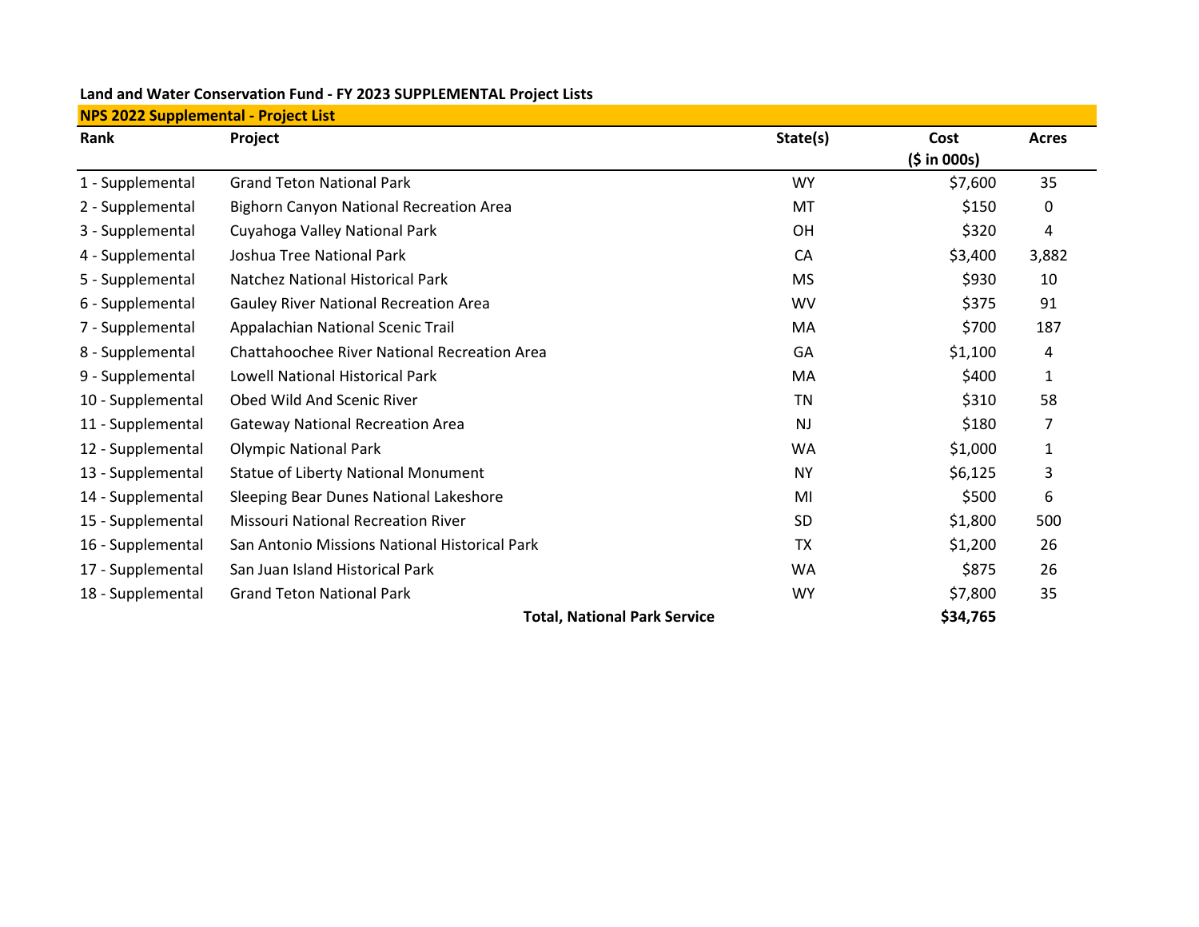**Land and Water Conservation Fund - FY 2023 SUPPLEMENTAL Project Lists**

**NPS 2022 Supplemental - Project List**

| Rank | Project | State(s) | Cost ($ in 000s) | Acres |
|---|---|---|---|---|
| 1 - Supplemental | Grand Teton National Park | WY | $7,600 | 35 |
| 2 - Supplemental | Bighorn Canyon National Recreation Area | MT | $150 | 0 |
| 3 - Supplemental | Cuyahoga Valley National Park | OH | $320 | 4 |
| 4 - Supplemental | Joshua Tree National Park | CA | $3,400 | 3,882 |
| 5 - Supplemental | Natchez National Historical Park | MS | $930 | 10 |
| 6 - Supplemental | Gauley River National Recreation Area | WV | $375 | 91 |
| 7 - Supplemental | Appalachian National Scenic Trail | MA | $700 | 187 |
| 8 - Supplemental | Chattahoochee River National Recreation Area | GA | $1,100 | 4 |
| 9 - Supplemental | Lowell National Historical Park | MA | $400 | 1 |
| 10 - Supplemental | Obed Wild And Scenic River | TN | $310 | 58 |
| 11 - Supplemental | Gateway National Recreation Area | NJ | $180 | 7 |
| 12 - Supplemental | Olympic National Park | WA | $1,000 | 1 |
| 13 - Supplemental | Statue of Liberty National Monument | NY | $6,125 | 3 |
| 14 - Supplemental | Sleeping Bear Dunes National Lakeshore | MI | $500 | 6 |
| 15 - Supplemental | Missouri National Recreation River | SD | $1,800 | 500 |
| 16 - Supplemental | San Antonio Missions National Historical Park | TX | $1,200 | 26 |
| 17 - Supplemental | San Juan Island Historical Park | WA | $875 | 26 |
| 18 - Supplemental | Grand Teton National Park | WY | $7,800 | 35 |
| | **Total, National Park Service** | | **$34,765** | |